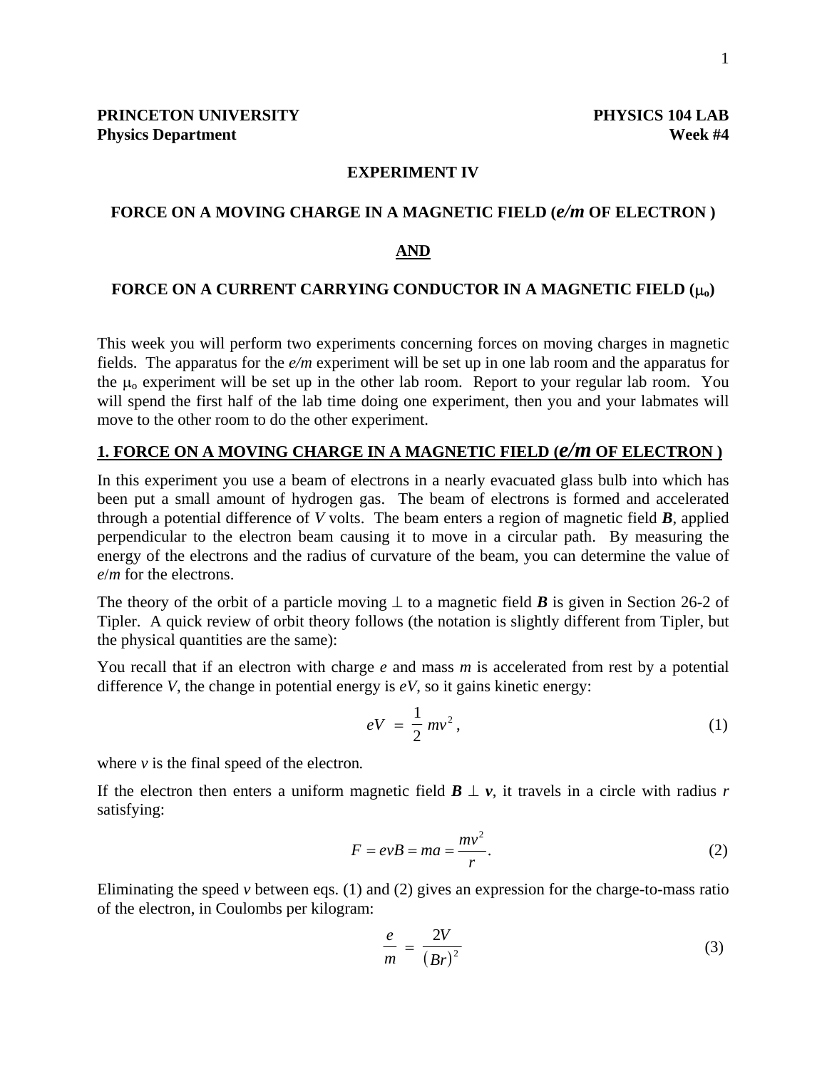**PRINCETON UNIVERSITY** **PHYSICS 104 LAB**
**Physics Department** **Week #4**

# EXPERIMENT IV

## FORCE ON A MOVING CHARGE IN A MAGNETIC FIELD (*e/m* OF ELECTRON )

## AND

## FORCE ON A CURRENT CARRYING CONDUCTOR IN A MAGNETIC FIELD ($\mu_o$)

This week you will perform two experiments concerning forces on moving charges in magnetic fields. The apparatus for the *e/m* experiment will be set up in one lab room and the apparatus for the $\mu_o$ experiment will be set up in the other lab room. Report to your regular lab room. You will spend the first half of the lab time doing one experiment, then you and your labmates will move to the other room to do the other experiment.

## 1. FORCE ON A MOVING CHARGE IN A MAGNETIC FIELD (*e/m* OF ELECTRON )

In this experiment you use a beam of electrons in a nearly evacuated glass bulb into which has been put a small amount of hydrogen gas. The beam of electrons is formed and accelerated through a potential difference of $V$ volts. The beam enters a region of magnetic field $\boldsymbol{B}$, applied perpendicular to the electron beam causing it to move in a circular path. By measuring the energy of the electrons and the radius of curvature of the beam, you can determine the value of $e/m$ for the electrons.

The theory of the orbit of a particle moving $\perp$ to a magnetic field $\boldsymbol{B}$ is given in Section 26-2 of Tipler. A quick review of orbit theory follows (the notation is slightly different from Tipler, but the physical quantities are the same):

You recall that if an electron with charge $e$ and mass $m$ is accelerated from rest by a potential difference $V$, the change in potential energy is $eV$, so it gains kinetic energy:

$$eV = \frac{1}{2} mv^2 , \tag{1}$$

where $v$ is the final speed of the electron.

If the electron then enters a uniform magnetic field $\boldsymbol{B} \perp \boldsymbol{v}$, it travels in a circle with radius $r$ satisfying:

$$F = evB = ma = \frac{mv^2}{r}. \tag{2}$$

Eliminating the speed $v$ between eqs. (1) and (2) gives an expression for the charge-to-mass ratio of the electron, in Coulombs per kilogram:

$$\frac{e}{m} = \frac{2V}{(Br)^2} \tag{3}$$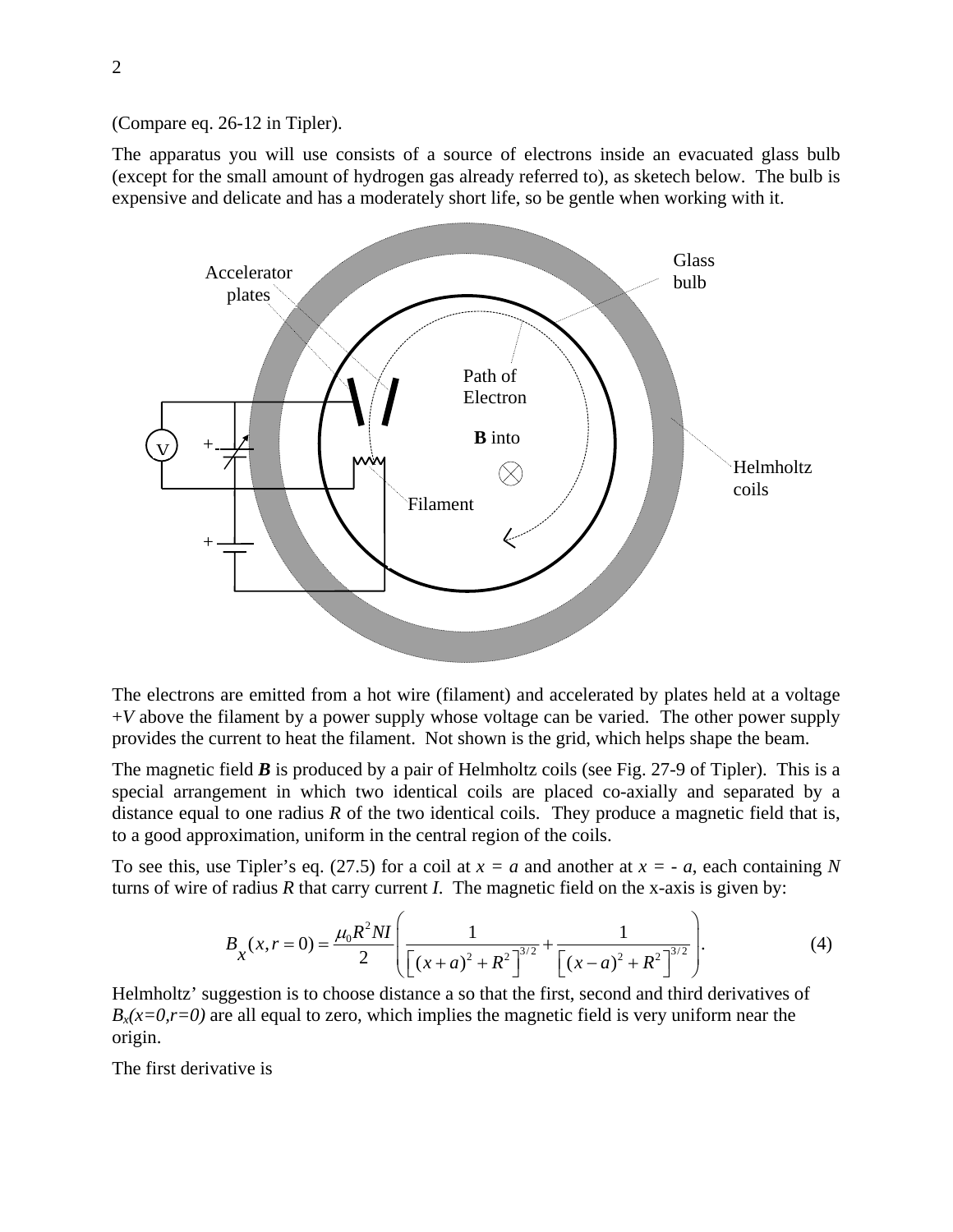(Compare eq. 26-12 in Tipler).

The apparatus you will use consists of a source of electrons inside an evacuated glass bulb (except for the small amount of hydrogen gas already referred to), as sketech below. The bulb is expensive and delicate and has a moderately short life, so be gentle when working with it.

The electrons are emitted from a hot wire (filament) and accelerated by plates held at a voltage $+V$ above the filament by a power supply whose voltage can be varied. The other power supply provides the current to heat the filament. Not shown is the grid, which helps shape the beam.

The magnetic field $\boldsymbol{B}$ is produced by a pair of Helmholtz coils (see Fig. 27-9 of Tipler). This is a special arrangement in which two identical coils are placed co-axially and separated by a distance equal to one radius $R$ of the two identical coils. They produce a magnetic field that is, to a good approximation, uniform in the central region of the coils.

To see this, use Tipler's eq. (27.5) for a coil at $x = a$ and another at $x = -a$, each containing $N$ turns of wire of radius $R$ that carry current $I$. The magnetic field on the x-axis is given by:

$$B_x(x, r=0) = \frac{\mu_0 R^2 N I}{2}\left(\frac{1}{\left[(x+a)^2+R^2\right]^{3/2}}+\frac{1}{\left[(x-a)^2+R^2\right]^{3/2}}\right). \tag{4}$$

Helmholtz' suggestion is to choose distance a so that the first, second and third derivatives of $B_x(x=0,r=0)$ are all equal to zero, which implies the magnetic field is very uniform near the origin.

The first derivative is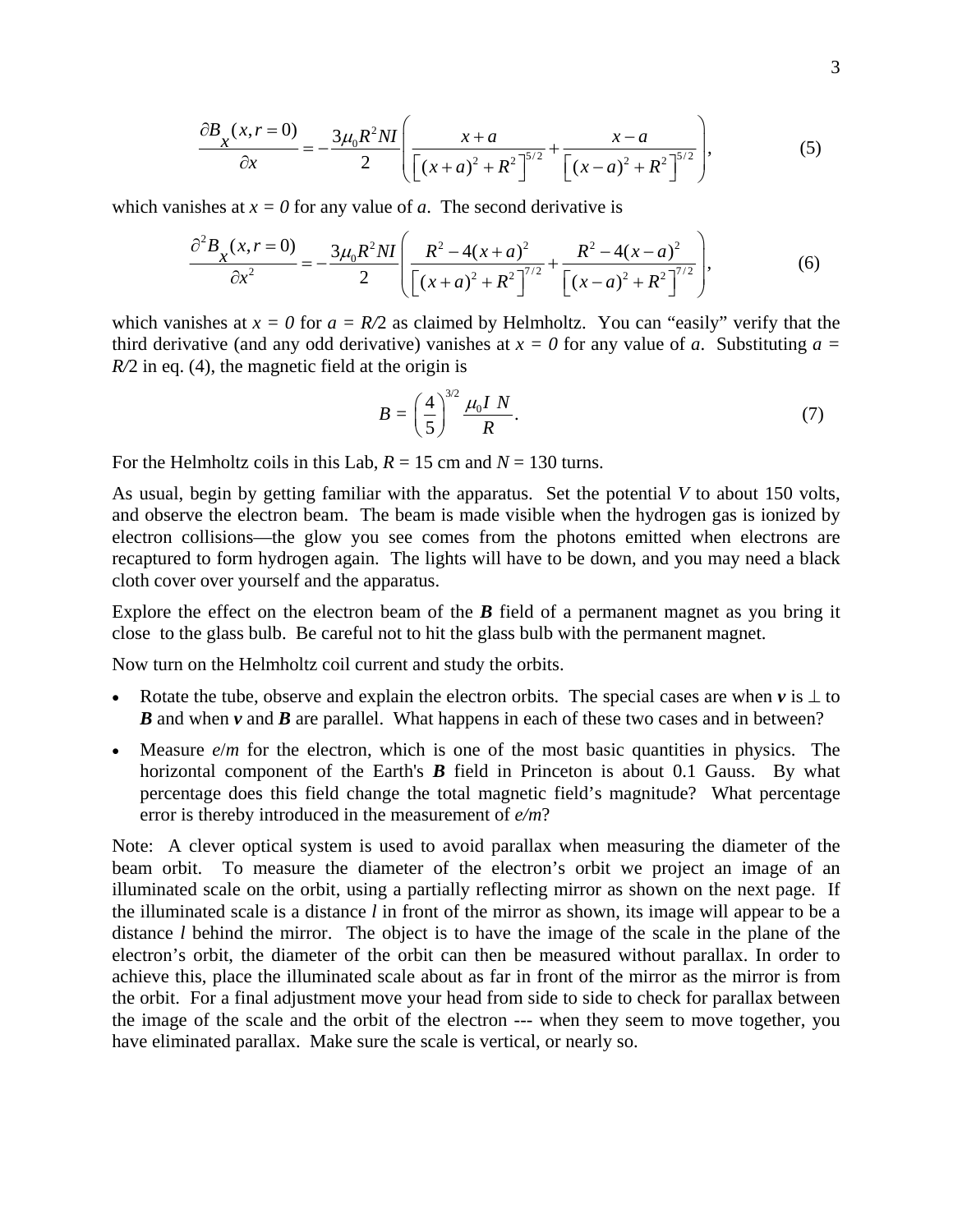$$\frac{\partial B_x(x, r=0)}{\partial x} = -\frac{3\mu_0 R^2 NI}{2}\left(\frac{x+a}{\left[(x+a)^2+R^2\right]^{5/2}} + \frac{x-a}{\left[(x-a)^2+R^2\right]^{5/2}}\right), \tag{5}$$

which vanishes at $x = 0$ for any value of $a$. The second derivative is

$$\frac{\partial^2 B_x(x, r=0)}{\partial x^2} = -\frac{3\mu_0 R^2 NI}{2}\left(\frac{R^2 - 4(x+a)^2}{\left[(x+a)^2+R^2\right]^{7/2}} + \frac{R^2 - 4(x-a)^2}{\left[(x-a)^2+R^2\right]^{7/2}}\right), \tag{6}$$

which vanishes at $x = 0$ for $a = R/2$ as claimed by Helmholtz. You can "easily" verify that the third derivative (and any odd derivative) vanishes at $x = 0$ for any value of $a$. Substituting $a = R/2$ in eq. (4), the magnetic field at the origin is

$$B = \left(\frac{4}{5}\right)^{3/2} \frac{\mu_0 I\ N}{R}. \tag{7}$$

For the Helmholtz coils in this Lab, $R = 15$ cm and $N = 130$ turns.

As usual, begin by getting familiar with the apparatus. Set the potential $V$ to about 150 volts, and observe the electron beam. The beam is made visible when the hydrogen gas is ionized by electron collisions—the glow you see comes from the photons emitted when electrons are recaptured to form hydrogen again. The lights will have to be down, and you may need a black cloth cover over yourself and the apparatus.

Explore the effect on the electron beam of the ***B*** field of a permanent magnet as you bring it close to the glass bulb. Be careful not to hit the glass bulb with the permanent magnet.

Now turn on the Helmholtz coil current and study the orbits.

- Rotate the tube, observe and explain the electron orbits. The special cases are when ***v*** is $\perp$ to ***B*** and when ***v*** and ***B*** are parallel. What happens in each of these two cases and in between?
- Measure $e/m$ for the electron, which is one of the most basic quantities in physics. The horizontal component of the Earth's ***B*** field in Princeton is about 0.1 Gauss. By what percentage does this field change the total magnetic field's magnitude? What percentage error is thereby introduced in the measurement of $e/m$?

Note: A clever optical system is used to avoid parallax when measuring the diameter of the beam orbit. To measure the diameter of the electron's orbit we project an image of an illuminated scale on the orbit, using a partially reflecting mirror as shown on the next page. If the illuminated scale is a distance $l$ in front of the mirror as shown, its image will appear to be a distance $l$ behind the mirror. The object is to have the image of the scale in the plane of the electron's orbit, the diameter of the orbit can then be measured without parallax. In order to achieve this, place the illuminated scale about as far in front of the mirror as the mirror is from the orbit. For a final adjustment move your head from side to side to check for parallax between the image of the scale and the orbit of the electron --- when they seem to move together, you have eliminated parallax. Make sure the scale is vertical, or nearly so.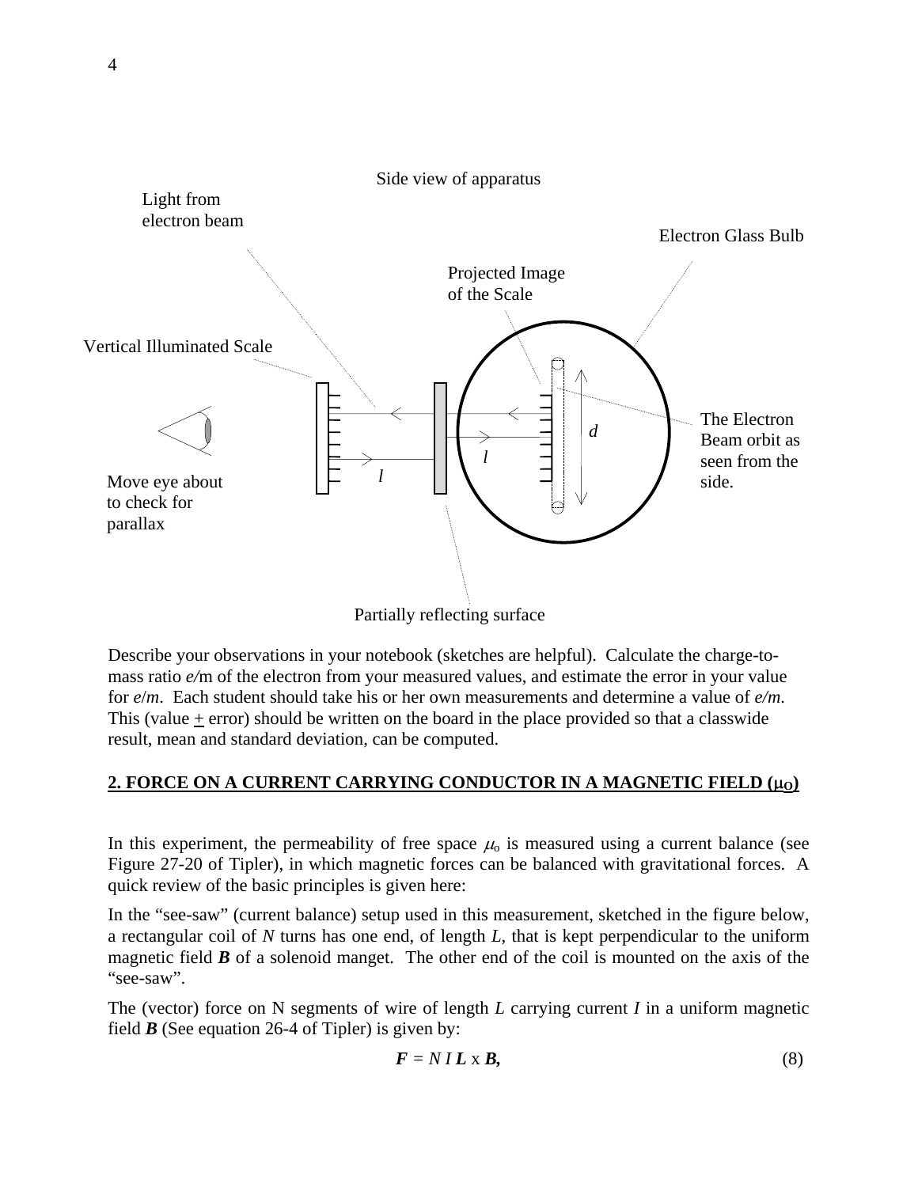Side view of apparatus

Light from electron beam

Electron Glass Bulb

Projected Image of the Scale

Vertical Illuminated Scale

The Electron Beam orbit as seen from the side.

Move eye about to check for parallax

Partially reflecting surface

Describe your observations in your notebook (sketches are helpful). Calculate the charge-to-mass ratio $e/m$ of the electron from your measured values, and estimate the error in your value for $e/m$. Each student should take his or her own measurements and determine a value of $e/m$. This (value $\pm$ error) should be written on the board in the place provided so that a classwide result, mean and standard deviation, can be computed.

## 2. FORCE ON A CURRENT CARRYING CONDUCTOR IN A MAGNETIC FIELD ($\mu_O$)

In this experiment, the permeability of free space $\mu_o$ is measured using a current balance (see Figure 27-20 of Tipler), in which magnetic forces can be balanced with gravitational forces. A quick review of the basic principles is given here:

In the "see-saw" (current balance) setup used in this measurement, sketched in the figure below, a rectangular coil of $N$ turns has one end, of length $L$, that is kept perpendicular to the uniform magnetic field $\boldsymbol{B}$ of a solenoid manget. The other end of the coil is mounted on the axis of the "see-saw".

The (vector) force on N segments of wire of length $L$ carrying current $I$ in a uniform magnetic field $\boldsymbol{B}$ (See equation 26-4 of Tipler) is given by:

$$\boldsymbol{F} = N\, I\, \boldsymbol{L} \times \boldsymbol{B}, \qquad (8)$$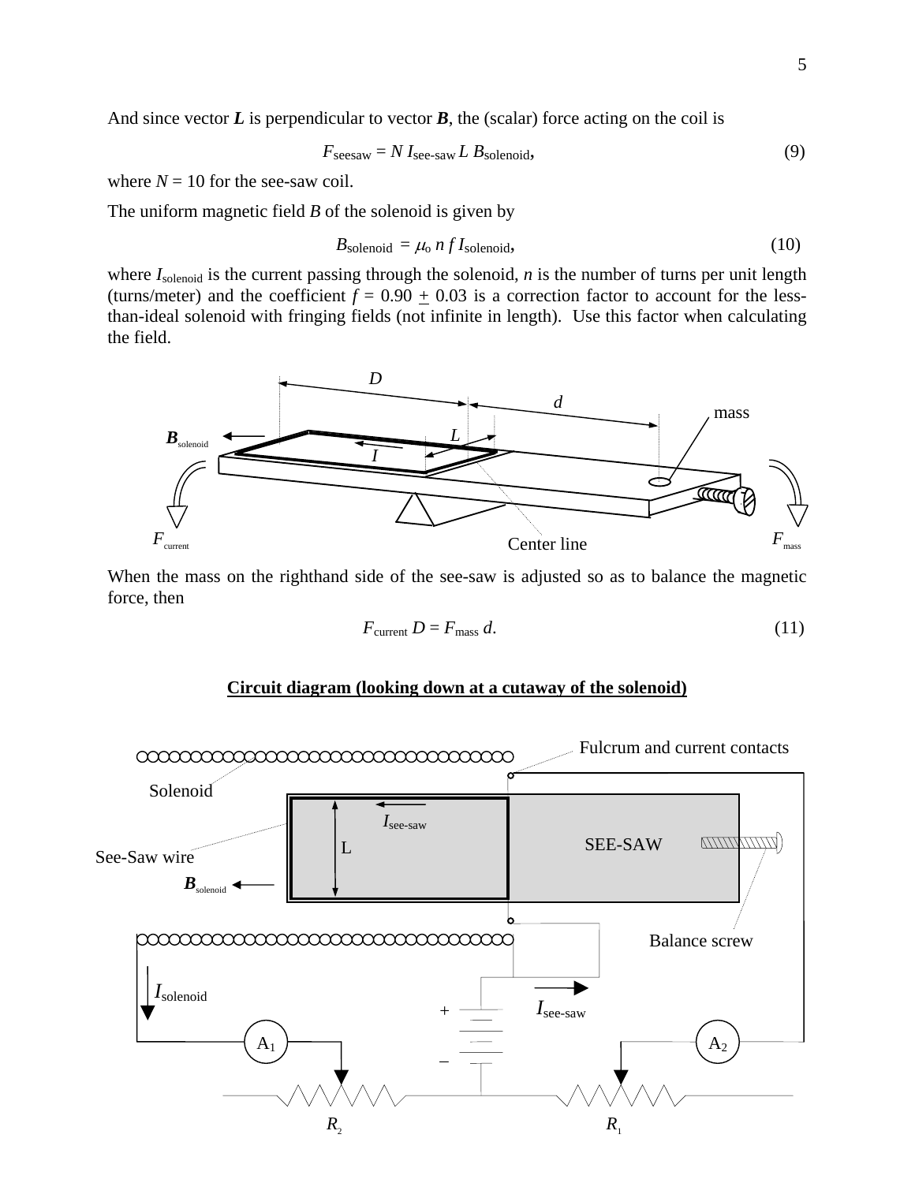And since vector $\boldsymbol{L}$ is perpendicular to vector $\boldsymbol{B}$, the (scalar) force acting on the coil is

$$F_{seesaw} = N\, I_{see\text{-}saw}\, L\, B_{solenoid}, \tag{9}$$

where $N = 10$ for the see-saw coil.

The uniform magnetic field $B$ of the solenoid is given by

$$B_{solenoid} = \mu_o\, n\, f\, I_{solenoid}, \tag{10}$$

where $I_{solenoid}$ is the current passing through the solenoid, $n$ is the number of turns per unit length (turns/meter) and the coefficient $f = 0.90 \pm 0.03$ is a correction factor to account for the less-than-ideal solenoid with fringing fields (not infinite in length). Use this factor when calculating the field.

When the mass on the righthand side of the see-saw is adjusted so as to balance the magnetic force, then

$$F_{current}\, D = F_{mass}\, d. \tag{11}$$

**Circuit diagram (looking down at a cutaway of the solenoid)**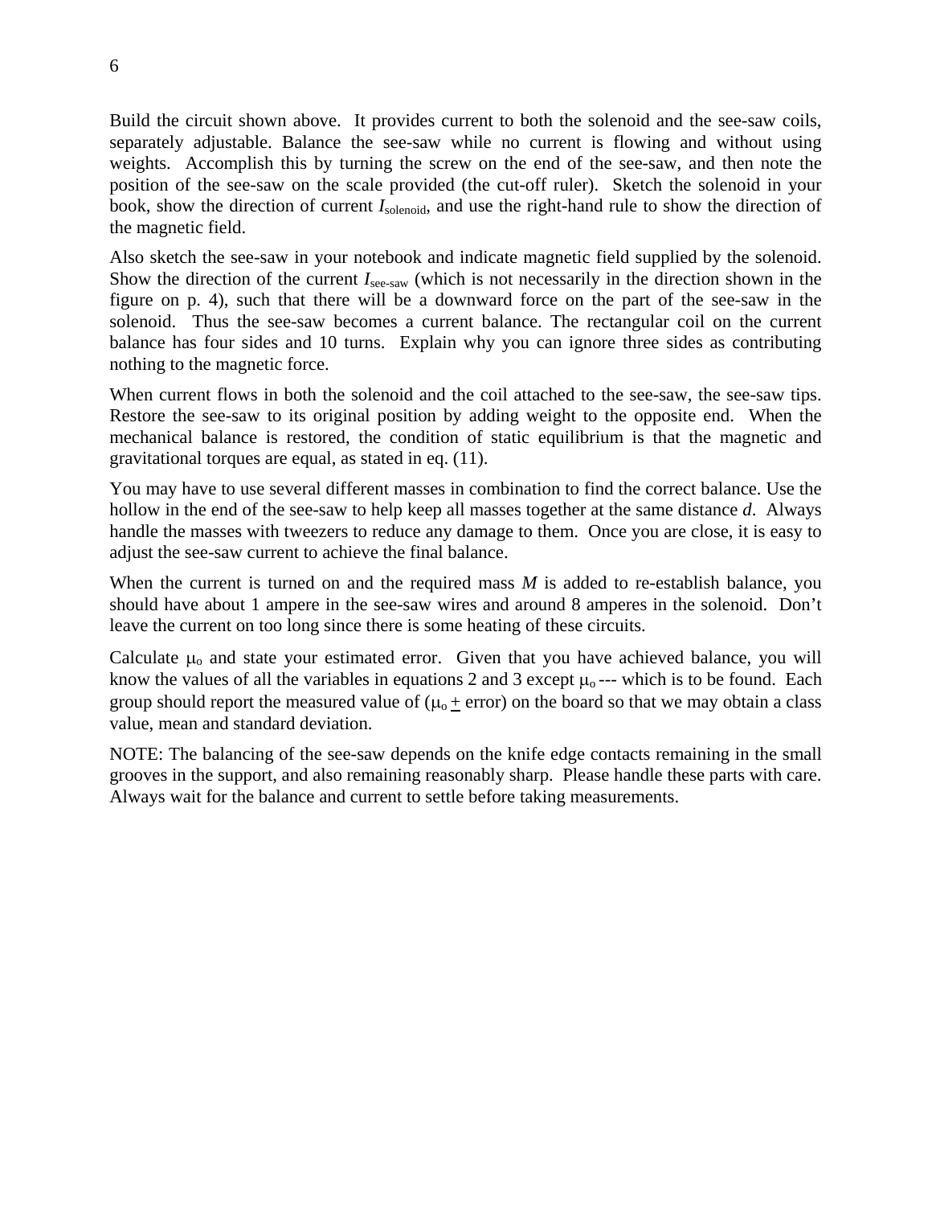Build the circuit shown above. It provides current to both the solenoid and the see-saw coils, separately adjustable. Balance the see-saw while no current is flowing and without using weights. Accomplish this by turning the screw on the end of the see-saw, and then note the position of the see-saw on the scale provided (the cut-off ruler). Sketch the solenoid in your book, show the direction of current $I_{solenoid}$, and use the right-hand rule to show the direction of the magnetic field.

Also sketch the see-saw in your notebook and indicate magnetic field supplied by the solenoid. Show the direction of the current $I_{see\text{-}saw}$ (which is not necessarily in the direction shown in the figure on p. 4), such that there will be a downward force on the part of the see-saw in the solenoid. Thus the see-saw becomes a current balance. The rectangular coil on the current balance has four sides and 10 turns. Explain why you can ignore three sides as contributing nothing to the magnetic force.

When current flows in both the solenoid and the coil attached to the see-saw, the see-saw tips. Restore the see-saw to its original position by adding weight to the opposite end. When the mechanical balance is restored, the condition of static equilibrium is that the magnetic and gravitational torques are equal, as stated in eq. (11).

You may have to use several different masses in combination to find the correct balance. Use the hollow in the end of the see-saw to help keep all masses together at the same distance *d*. Always handle the masses with tweezers to reduce any damage to them. Once you are close, it is easy to adjust the see-saw current to achieve the final balance.

When the current is turned on and the required mass *M* is added to re-establish balance, you should have about 1 ampere in the see-saw wires and around 8 amperes in the solenoid. Don't leave the current on too long since there is some heating of these circuits.

Calculate $\mu_o$ and state your estimated error. Given that you have achieved balance, you will know the values of all the variables in equations 2 and 3 except $\mu_o$ --- which is to be found. Each group should report the measured value of ($\mu_o \pm$ error) on the board so that we may obtain a class value, mean and standard deviation.

NOTE: The balancing of the see-saw depends on the knife edge contacts remaining in the small grooves in the support, and also remaining reasonably sharp. Please handle these parts with care. Always wait for the balance and current to settle before taking measurements.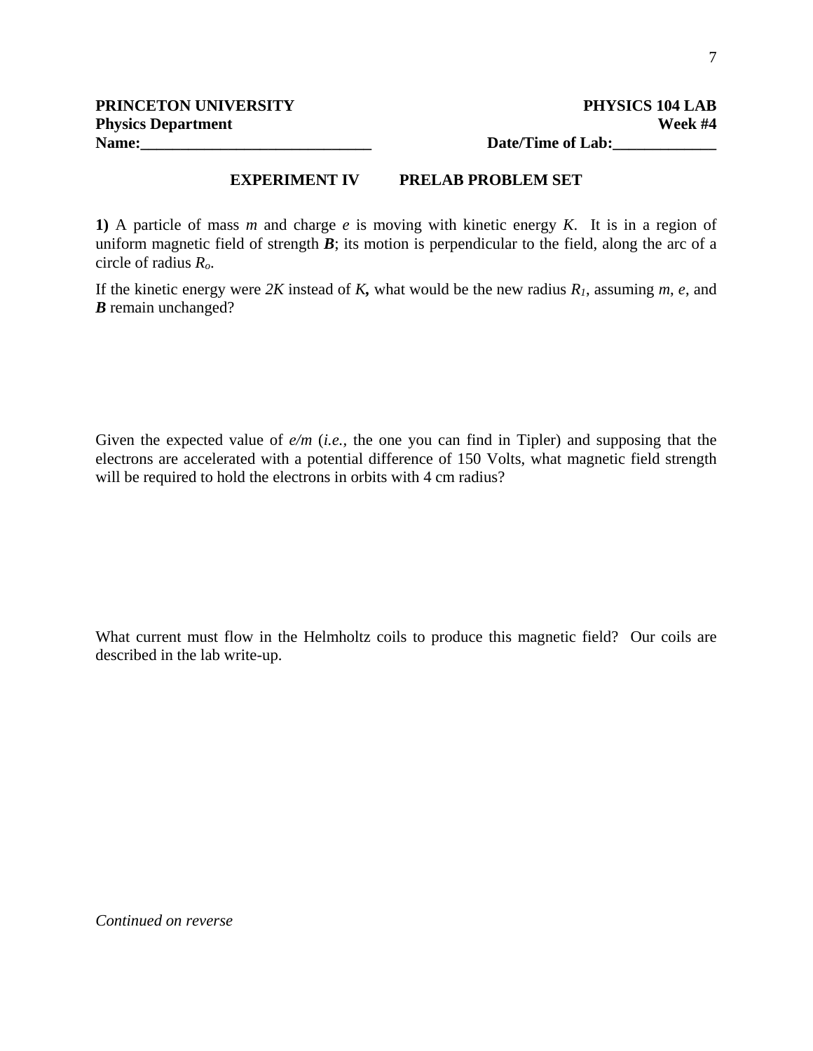**PRINCETON UNIVERSITY** **PHYSICS 104 LAB**
**Physics Department** **Week #4**
**Name:______________________________** **Date/Time of Lab:_____________**

## EXPERIMENT IV PRELAB PROBLEM SET

**1)** A particle of mass *m* and charge *e* is moving with kinetic energy *K*. It is in a region of uniform magnetic field of strength ***B***; its motion is perpendicular to the field, along the arc of a circle of radius $R_o$.

If the kinetic energy were *2K* instead of *K***,** what would be the new radius $R_1$, assuming *m*, *e*, and ***B*** remain unchanged?

Given the expected value of *e/m* (*i.e.,* the one you can find in Tipler) and supposing that the electrons are accelerated with a potential difference of 150 Volts, what magnetic field strength will be required to hold the electrons in orbits with 4 cm radius?

What current must flow in the Helmholtz coils to produce this magnetic field? Our coils are described in the lab write-up.

*Continued on reverse*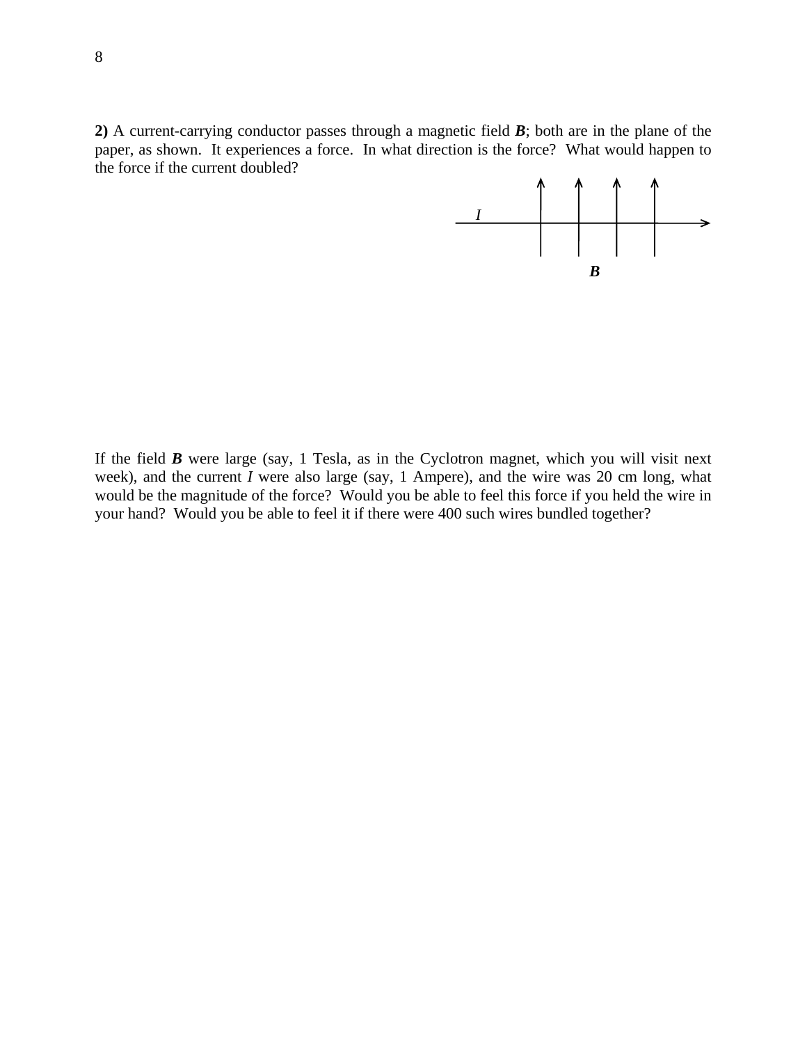**2)** A current-carrying conductor passes through a magnetic field ***B***; both are in the plane of the paper, as shown. It experiences a force. In what direction is the force? What would happen to the force if the current doubled?

$I$

***B***

If the field ***B*** were large (say, 1 Tesla, as in the Cyclotron magnet, which you will visit next week), and the current $I$ were also large (say, 1 Ampere), and the wire was 20 cm long, what would be the magnitude of the force? Would you be able to feel this force if you held the wire in your hand? Would you be able to feel it if there were 400 such wires bundled together?